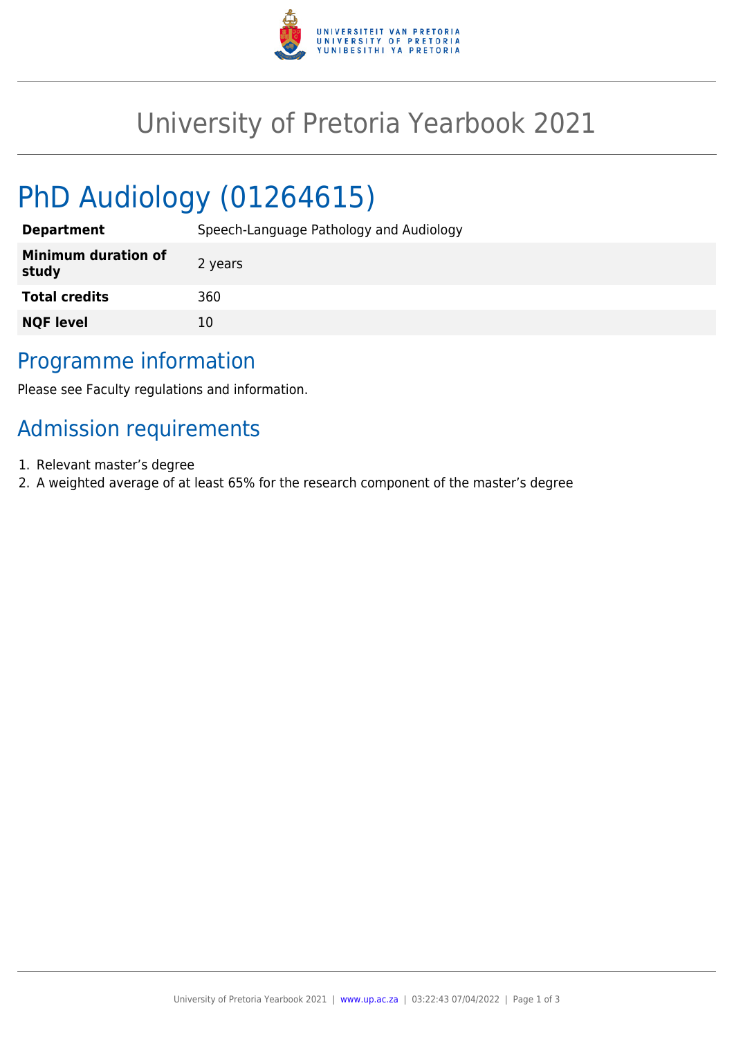# University of Pretoria Yearbook 2021

## PhD Audiology (01264615)

| | |
|---|---|
| **Department** | Speech-Language Pathology and Audiology |
| **Minimum duration of study** | 2 years |
| **Total credits** | 360 |
| **NQF level** | 10 |

## Programme information

Please see Faculty regulations and information.

## Admission requirements

1. Relevant master’s degree
2. A weighted average of at least 65% for the research component of the master’s degree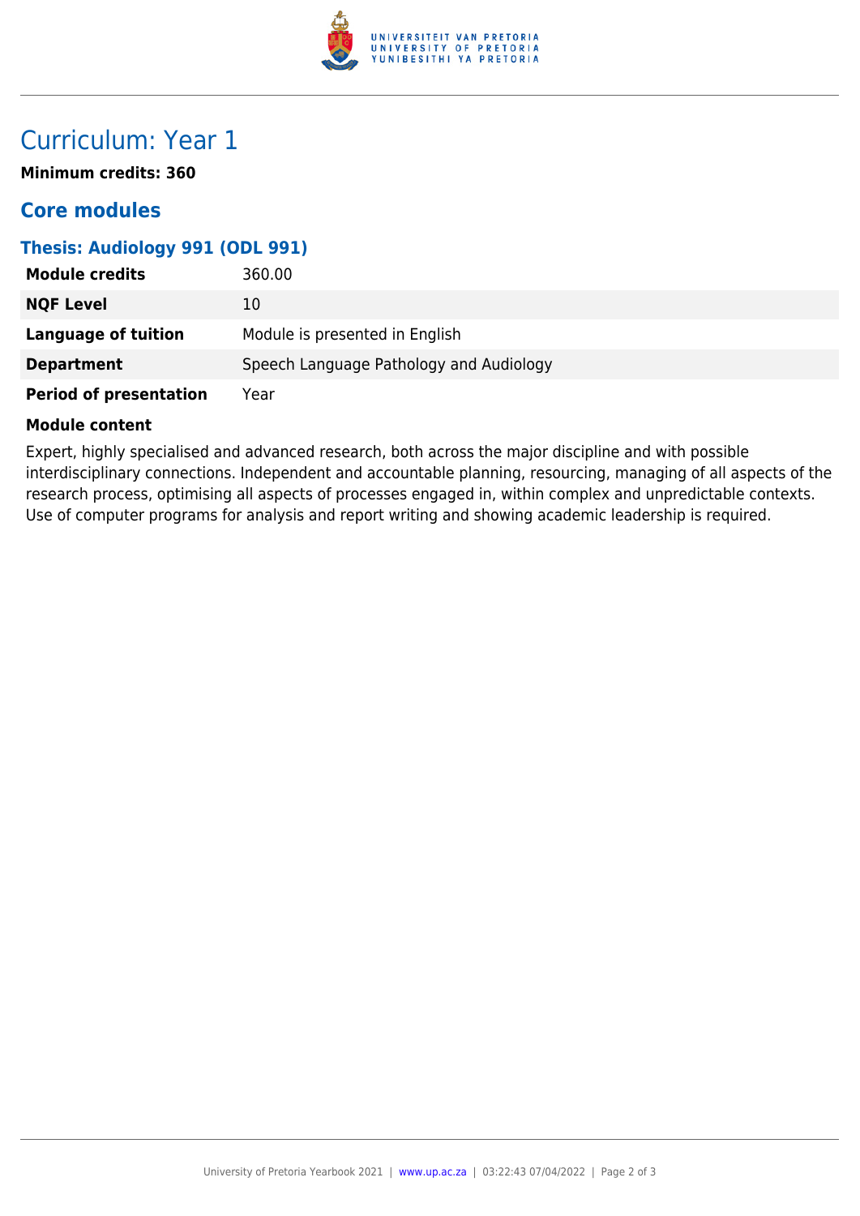# Curriculum: Year 1

**Minimum credits: 360**

## Core modules

### Thesis: Audiology 991 (ODL 991)

| | |
|---|---|
| **Module credits** | 360.00 |
| **NQF Level** | 10 |
| **Language of tuition** | Module is presented in English |
| **Department** | Speech Language Pathology and Audiology |
| **Period of presentation** | Year |

**Module content**

Expert, highly specialised and advanced research, both across the major discipline and with possible interdisciplinary connections. Independent and accountable planning, resourcing, managing of all aspects of the research process, optimising all aspects of processes engaged in, within complex and unpredictable contexts. Use of computer programs for analysis and report writing and showing academic leadership is required.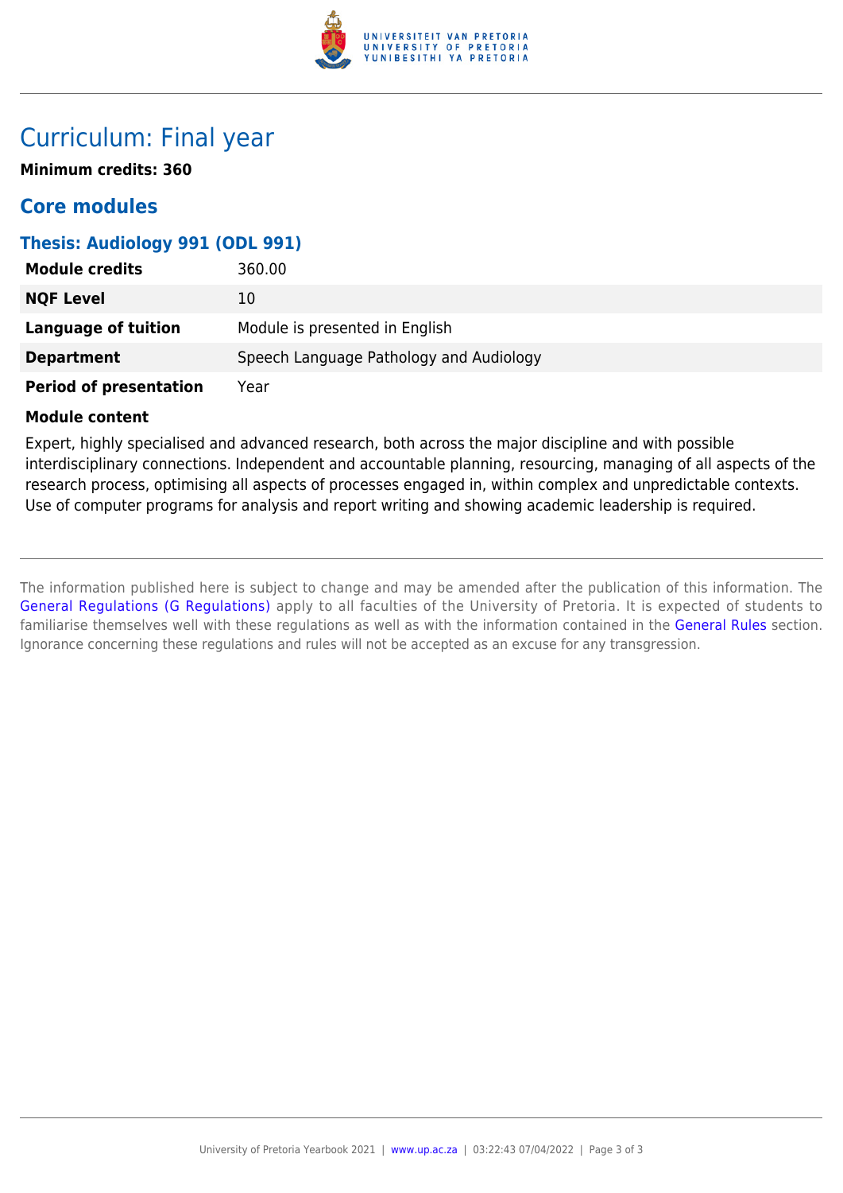# Curriculum: Final year

**Minimum credits: 360**

## Core modules

### Thesis: Audiology 991 (ODL 991)

| | |
|---|---|
| **Module credits** | 360.00 |
| **NQF Level** | 10 |
| **Language of tuition** | Module is presented in English |
| **Department** | Speech Language Pathology and Audiology |
| **Period of presentation** | Year |

**Module content**

Expert, highly specialised and advanced research, both across the major discipline and with possible interdisciplinary connections. Independent and accountable planning, resourcing, managing of all aspects of the research process, optimising all aspects of processes engaged in, within complex and unpredictable contexts. Use of computer programs for analysis and report writing and showing academic leadership is required.

The information published here is subject to change and may be amended after the publication of this information. The General Regulations (G Regulations) apply to all faculties of the University of Pretoria. It is expected of students to familiarise themselves well with these regulations as well as with the information contained in the General Rules section. Ignorance concerning these regulations and rules will not be accepted as an excuse for any transgression.